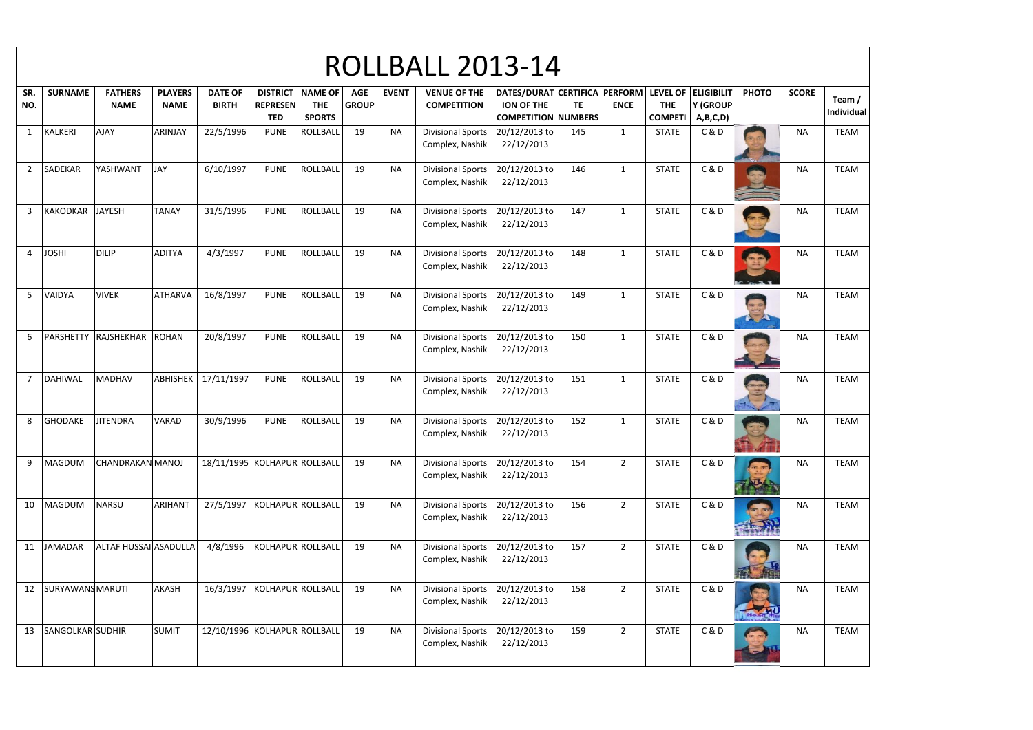# ROLLBALL 2013-14

| SR. NO. | SURNAME | FATHERS NAME | PLAYERS NAME | DATE OF BIRTH | DISTRICT REPRESENTED | NAME OF THE SPORTS | AGE GROUP | EVENT | VENUE OF THE COMPETITION | DATES/DURATION OF THE COMPETITION | CERTIFICATE NUMBERS | PERFORMENCE | LEVEL OF THE COMPETI | ELIGIBILITY (GROUP A,B,C,D) | PHOTO | SCORE | Team / Individual |
|---|---|---|---|---|---|---|---|---|---|---|---|---|---|---|---|---|---|
| 1 | KALKERI | AJAY | ARINJAY | 22/5/1996 | PUNE | ROLLBALL | 19 | NA | Divisional Sports Complex, Nashik | 20/12/2013 to 22/12/2013 | 145 | 1 | STATE | C & D | | NA | TEAM |
| 2 | SADEKAR | YASHWANT | JAY | 6/10/1997 | PUNE | ROLLBALL | 19 | NA | Divisional Sports Complex, Nashik | 20/12/2013 to 22/12/2013 | 146 | 1 | STATE | C & D | | NA | TEAM |
| 3 | KAKODKAR | JAYESH | TANAY | 31/5/1996 | PUNE | ROLLBALL | 19 | NA | Divisional Sports Complex, Nashik | 20/12/2013 to 22/12/2013 | 147 | 1 | STATE | C & D | | NA | TEAM |
| 4 | JOSHI | DILIP | ADITYA | 4/3/1997 | PUNE | ROLLBALL | 19 | NA | Divisional Sports Complex, Nashik | 20/12/2013 to 22/12/2013 | 148 | 1 | STATE | C & D | | NA | TEAM |
| 5 | VAIDYA | VIVEK | ATHARVA | 16/8/1997 | PUNE | ROLLBALL | 19 | NA | Divisional Sports Complex, Nashik | 20/12/2013 to 22/12/2013 | 149 | 1 | STATE | C & D | | NA | TEAM |
| 6 | PARSHETTY | RAJSHEKHAR | ROHAN | 20/8/1997 | PUNE | ROLLBALL | 19 | NA | Divisional Sports Complex, Nashik | 20/12/2013 to 22/12/2013 | 150 | 1 | STATE | C & D | | NA | TEAM |
| 7 | DAHIWAL | MADHAV | ABHISHEK | 17/11/1997 | PUNE | ROLLBALL | 19 | NA | Divisional Sports Complex, Nashik | 20/12/2013 to 22/12/2013 | 151 | 1 | STATE | C & D | | NA | TEAM |
| 8 | GHODAKE | JITENDRA | VARAD | 30/9/1996 | PUNE | ROLLBALL | 19 | NA | Divisional Sports Complex, Nashik | 20/12/2013 to 22/12/2013 | 152 | 1 | STATE | C & D | | NA | TEAM |
| 9 | MAGDUM | CHANDRAKAN | MANOJ | 18/11/1995 | KOLHAPUR | ROLLBALL | 19 | NA | Divisional Sports Complex, Nashik | 20/12/2013 to 22/12/2013 | 154 | 2 | STATE | C & D | | NA | TEAM |
| 10 | MAGDUM | NARSU | ARIHANT | 27/5/1997 | KOLHAPUR | ROLLBALL | 19 | NA | Divisional Sports Complex, Nashik | 20/12/2013 to 22/12/2013 | 156 | 2 | STATE | C & D | | NA | TEAM |
| 11 | JAMADAR | ALTAF HUSSAI | ASADULLA | 4/8/1996 | KOLHAPUR | ROLLBALL | 19 | NA | Divisional Sports Complex, Nashik | 20/12/2013 to 22/12/2013 | 157 | 2 | STATE | C & D | | NA | TEAM |
| 12 | SURYAWANS | MARUTI | AKASH | 16/3/1997 | KOLHAPUR | ROLLBALL | 19 | NA | Divisional Sports Complex, Nashik | 20/12/2013 to 22/12/2013 | 158 | 2 | STATE | C & D | | NA | TEAM |
| 13 | SANGOLKAR | SUDHIR | SUMIT | 12/10/1996 | KOLHAPUR | ROLLBALL | 19 | NA | Divisional Sports Complex, Nashik | 20/12/2013 to 22/12/2013 | 159 | 2 | STATE | C & D | | NA | TEAM |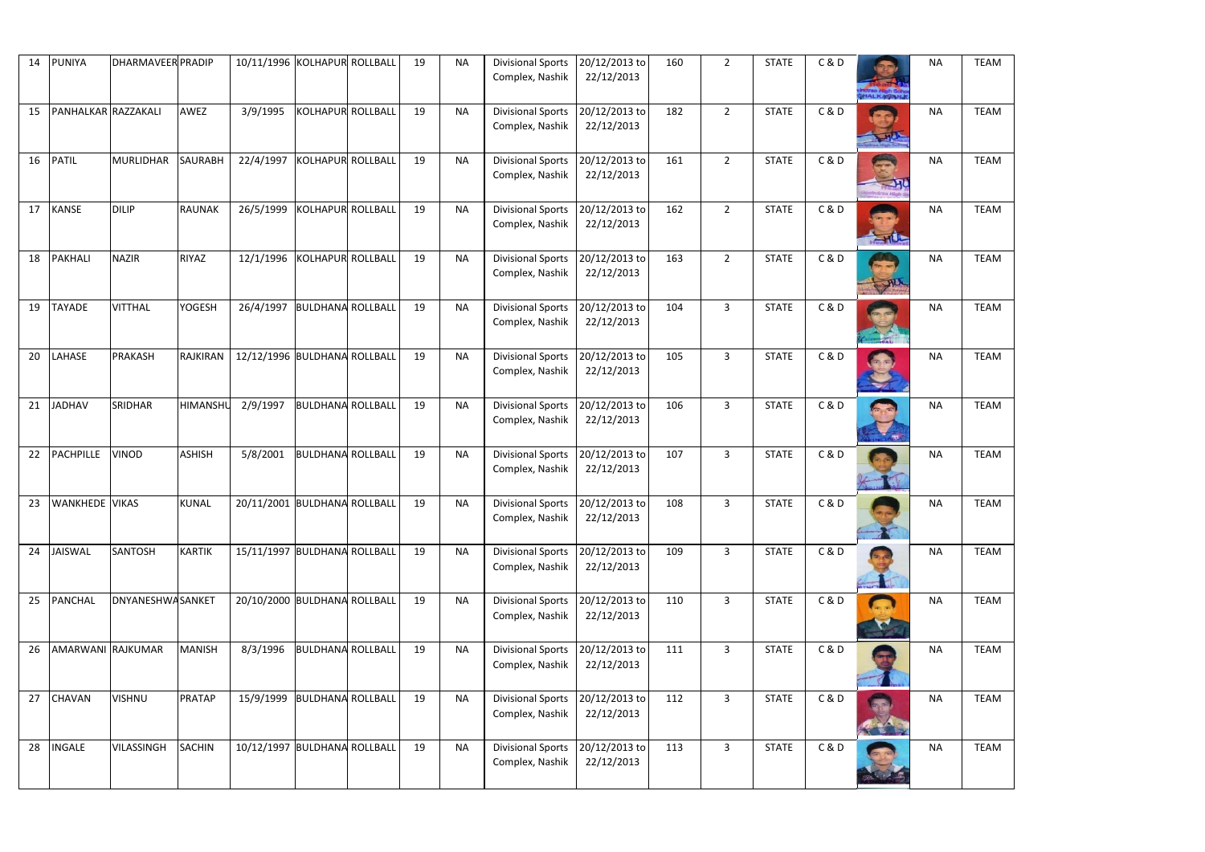| 14 | PUNIYA | DHARMAVEER | PRADIP | 10/11/1996 | KOLHAPUR | ROLLBALL | 19 | NA | Divisional Sports Complex, Nashik | 20/12/2013 to 22/12/2013 | 160 | 2 | STATE | C & D | | NA | TEAM |
|---|---|---|---|---|---|---|---|---|---|---|---|---|---|---|---|---|---|
| 15 | PANHALKAR | RAZZAKALI | AWEZ | 3/9/1995 | KOLHAPUR | ROLLBALL | 19 | NA | Divisional Sports Complex, Nashik | 20/12/2013 to 22/12/2013 | 182 | 2 | STATE | C & D | | NA | TEAM |
| 16 | PATIL | MURLIDHAR | SAURABH | 22/4/1997 | KOLHAPUR | ROLLBALL | 19 | NA | Divisional Sports Complex, Nashik | 20/12/2013 to 22/12/2013 | 161 | 2 | STATE | C & D | | NA | TEAM |
| 17 | KANSE | DILIP | RAUNAK | 26/5/1999 | KOLHAPUR | ROLLBALL | 19 | NA | Divisional Sports Complex, Nashik | 20/12/2013 to 22/12/2013 | 162 | 2 | STATE | C & D | | NA | TEAM |
| 18 | PAKHALI | NAZIR | RIYAZ | 12/1/1996 | KOLHAPUR | ROLLBALL | 19 | NA | Divisional Sports Complex, Nashik | 20/12/2013 to 22/12/2013 | 163 | 2 | STATE | C & D | | NA | TEAM |
| 19 | TAYADE | VITTHAL | YOGESH | 26/4/1997 | BULDHANA | ROLLBALL | 19 | NA | Divisional Sports Complex, Nashik | 20/12/2013 to 22/12/2013 | 104 | 3 | STATE | C & D | | NA | TEAM |
| 20 | LAHASE | PRAKASH | RAJKIRAN | 12/12/1996 | BULDHANA | ROLLBALL | 19 | NA | Divisional Sports Complex, Nashik | 20/12/2013 to 22/12/2013 | 105 | 3 | STATE | C & D | | NA | TEAM |
| 21 | JADHAV | SRIDHAR | HIMANSHU | 2/9/1997 | BULDHANA | ROLLBALL | 19 | NA | Divisional Sports Complex, Nashik | 20/12/2013 to 22/12/2013 | 106 | 3 | STATE | C & D | | NA | TEAM |
| 22 | PACHPILLE | VINOD | ASHISH | 5/8/2001 | BULDHANA | ROLLBALL | 19 | NA | Divisional Sports Complex, Nashik | 20/12/2013 to 22/12/2013 | 107 | 3 | STATE | C & D | | NA | TEAM |
| 23 | WANKHEDE | VIKAS | KUNAL | 20/11/2001 | BULDHANA | ROLLBALL | 19 | NA | Divisional Sports Complex, Nashik | 20/12/2013 to 22/12/2013 | 108 | 3 | STATE | C & D | | NA | TEAM |
| 24 | JAISWAL | SANTOSH | KARTIK | 15/11/1997 | BULDHANA | ROLLBALL | 19 | NA | Divisional Sports Complex, Nashik | 20/12/2013 to 22/12/2013 | 109 | 3 | STATE | C & D | | NA | TEAM |
| 25 | PANCHAL | DNYANESHWA | SANKET | 20/10/2000 | BULDHANA | ROLLBALL | 19 | NA | Divisional Sports Complex, Nashik | 20/12/2013 to 22/12/2013 | 110 | 3 | STATE | C & D | | NA | TEAM |
| 26 | AMARWANI | RAJKUMAR | MANISH | 8/3/1996 | BULDHANA | ROLLBALL | 19 | NA | Divisional Sports Complex, Nashik | 20/12/2013 to 22/12/2013 | 111 | 3 | STATE | C & D | | NA | TEAM |
| 27 | CHAVAN | VISHNU | PRATAP | 15/9/1999 | BULDHANA | ROLLBALL | 19 | NA | Divisional Sports Complex, Nashik | 20/12/2013 to 22/12/2013 | 112 | 3 | STATE | C & D | | NA | TEAM |
| 28 | INGALE | VILASSINGH | SACHIN | 10/12/1997 | BULDHANA | ROLLBALL | 19 | NA | Divisional Sports Complex, Nashik | 20/12/2013 to 22/12/2013 | 113 | 3 | STATE | C & D | | NA | TEAM |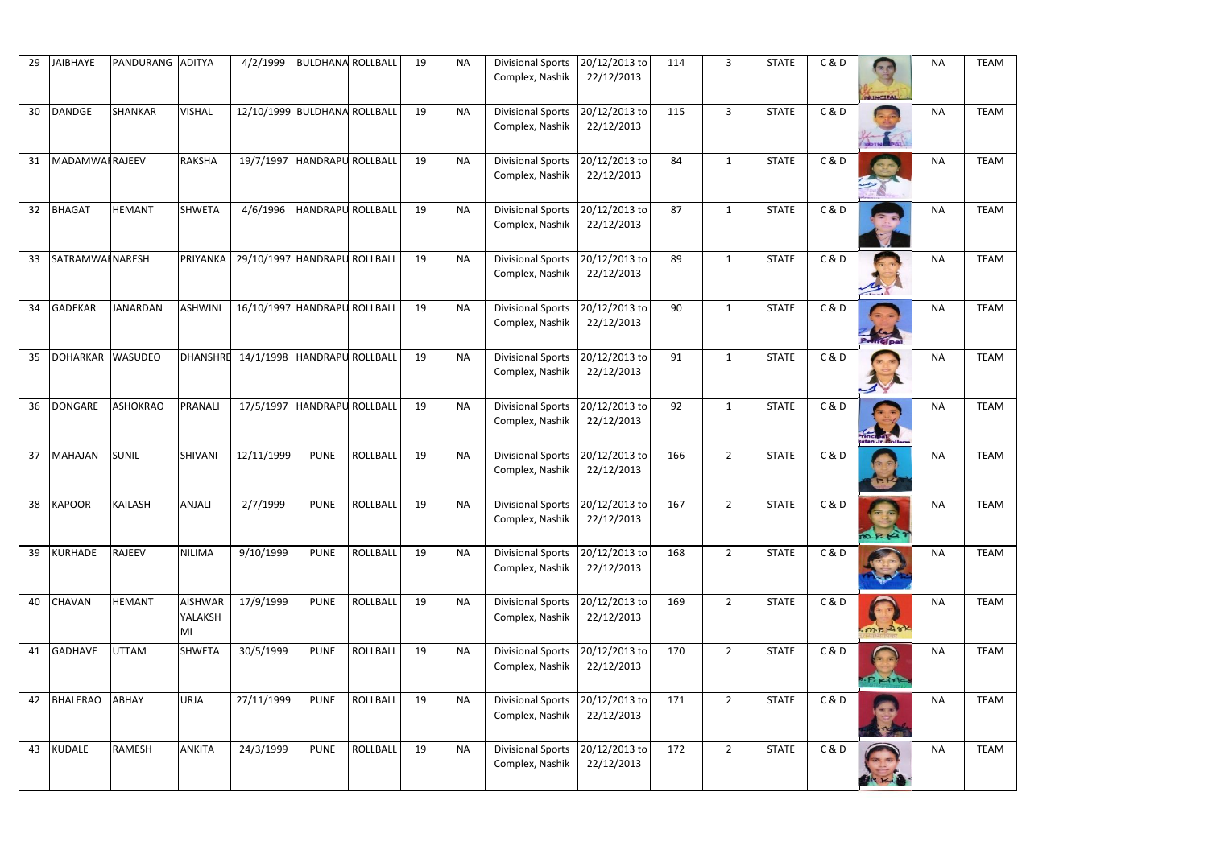| | | | | | | | | | | | | | | | | | |
|---|---|---|---|---|---|---|---|---|---|---|---|---|---|---|---|---|---|
| 29 | JAIBHAYE | PANDURANG | ADITYA | 4/2/1999 | BULDHANA | ROLLBALL | 19 | NA | Divisional Sports Complex, Nashik | 20/12/2013 to 22/12/2013 | 114 | 3 | STATE | C & D | | NA | TEAM |
| 30 | DANDGE | SHANKAR | VISHAL | 12/10/1999 | BULDHANA | ROLLBALL | 19 | NA | Divisional Sports Complex, Nashik | 20/12/2013 to 22/12/2013 | 115 | 3 | STATE | C & D | | NA | TEAM |
| 31 | MADAMWAR | RAJEEV | RAKSHA | 19/7/1997 | HANDRAPU | ROLLBALL | 19 | NA | Divisional Sports Complex, Nashik | 20/12/2013 to 22/12/2013 | 84 | 1 | STATE | C & D | | NA | TEAM |
| 32 | BHAGAT | HEMANT | SHWETA | 4/6/1996 | HANDRAPU | ROLLBALL | 19 | NA | Divisional Sports Complex, Nashik | 20/12/2013 to 22/12/2013 | 87 | 1 | STATE | C & D | | NA | TEAM |
| 33 | SATRAMWAR | NARESH | PRIYANKA | 29/10/1997 | HANDRAPU | ROLLBALL | 19 | NA | Divisional Sports Complex, Nashik | 20/12/2013 to 22/12/2013 | 89 | 1 | STATE | C & D | | NA | TEAM |
| 34 | GADEKAR | JANARDAN | ASHWINI | 16/10/1997 | HANDRAPU | ROLLBALL | 19 | NA | Divisional Sports Complex, Nashik | 20/12/2013 to 22/12/2013 | 90 | 1 | STATE | C & D | | NA | TEAM |
| 35 | DOHARKAR | WASUDEO | DHANSHRE | 14/1/1998 | HANDRAPU | ROLLBALL | 19 | NA | Divisional Sports Complex, Nashik | 20/12/2013 to 22/12/2013 | 91 | 1 | STATE | C & D | | NA | TEAM |
| 36 | DONGARE | ASHOKRAO | PRANALI | 17/5/1997 | HANDRAPU | ROLLBALL | 19 | NA | Divisional Sports Complex, Nashik | 20/12/2013 to 22/12/2013 | 92 | 1 | STATE | C & D | | NA | TEAM |
| 37 | MAHAJAN | SUNIL | SHIVANI | 12/11/1999 | PUNE | ROLLBALL | 19 | NA | Divisional Sports Complex, Nashik | 20/12/2013 to 22/12/2013 | 166 | 2 | STATE | C & D | | NA | TEAM |
| 38 | KAPOOR | KAILASH | ANJALI | 2/7/1999 | PUNE | ROLLBALL | 19 | NA | Divisional Sports Complex, Nashik | 20/12/2013 to 22/12/2013 | 167 | 2 | STATE | C & D | | NA | TEAM |
| 39 | KURHADE | RAJEEV | NILIMA | 9/10/1999 | PUNE | ROLLBALL | 19 | NA | Divisional Sports Complex, Nashik | 20/12/2013 to 22/12/2013 | 168 | 2 | STATE | C & D | | NA | TEAM |
| 40 | CHAVAN | HEMANT | AISHWARYALAKSHMI | 17/9/1999 | PUNE | ROLLBALL | 19 | NA | Divisional Sports Complex, Nashik | 20/12/2013 to 22/12/2013 | 169 | 2 | STATE | C & D | | NA | TEAM |
| 41 | GADHAVE | UTTAM | SHWETA | 30/5/1999 | PUNE | ROLLBALL | 19 | NA | Divisional Sports Complex, Nashik | 20/12/2013 to 22/12/2013 | 170 | 2 | STATE | C & D | | NA | TEAM |
| 42 | BHALERAO | ABHAY | URJA | 27/11/1999 | PUNE | ROLLBALL | 19 | NA | Divisional Sports Complex, Nashik | 20/12/2013 to 22/12/2013 | 171 | 2 | STATE | C & D | | NA | TEAM |
| 43 | KUDALE | RAMESH | ANKITA | 24/3/1999 | PUNE | ROLLBALL | 19 | NA | Divisional Sports Complex, Nashik | 20/12/2013 to 22/12/2013 | 172 | 2 | STATE | C & D | | NA | TEAM |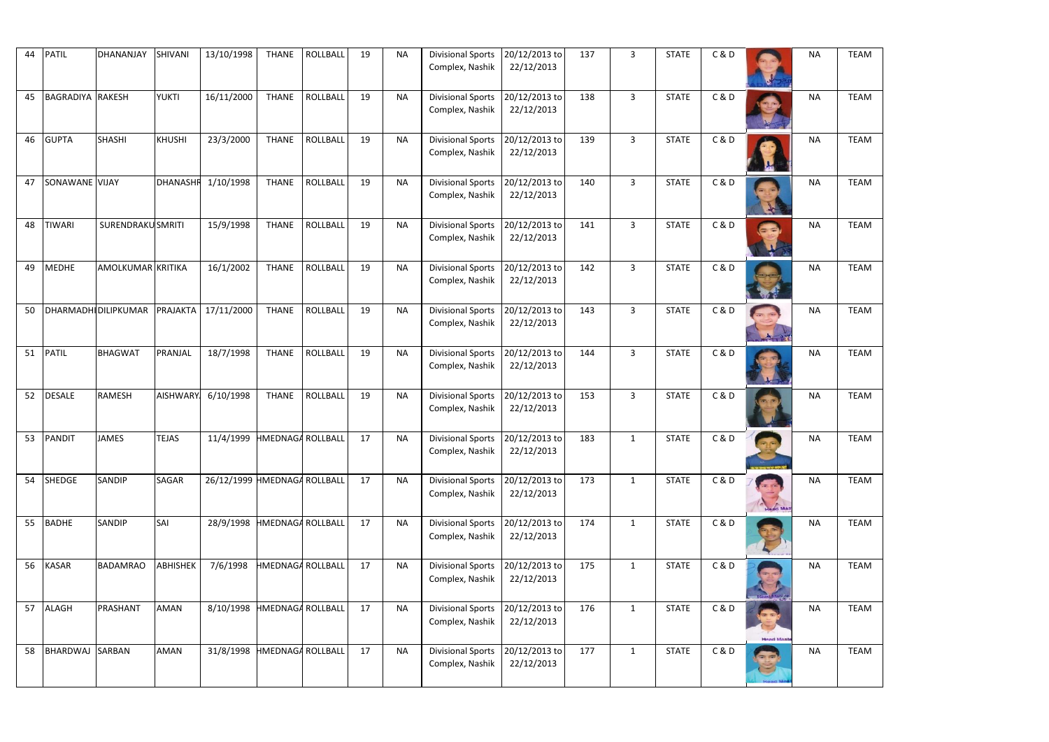| | | | | | | | | | | | | | | | | | |
|---|---|---|---|---|---|---|---|---|---|---|---|---|---|---|---|---|---|
| 44 | PATIL | DHANANJAY | SHIVANI | 13/10/1998 | THANE | ROLLBALL | 19 | NA | Divisional Sports Complex, Nashik | 20/12/2013 to 22/12/2013 | 137 | 3 | STATE | C & D | | NA | TEAM |
| 45 | BAGRADIYA | RAKESH | YUKTI | 16/11/2000 | THANE | ROLLBALL | 19 | NA | Divisional Sports Complex, Nashik | 20/12/2013 to 22/12/2013 | 138 | 3 | STATE | C & D | | NA | TEAM |
| 46 | GUPTA | SHASHI | KHUSHI | 23/3/2000 | THANE | ROLLBALL | 19 | NA | Divisional Sports Complex, Nashik | 20/12/2013 to 22/12/2013 | 139 | 3 | STATE | C & D | | NA | TEAM |
| 47 | SONAWANE | VIJAY | DHANASHR | 1/10/1998 | THANE | ROLLBALL | 19 | NA | Divisional Sports Complex, Nashik | 20/12/2013 to 22/12/2013 | 140 | 3 | STATE | C & D | | NA | TEAM |
| 48 | TIWARI | SURENDRAKU | SMRITI | 15/9/1998 | THANE | ROLLBALL | 19 | NA | Divisional Sports Complex, Nashik | 20/12/2013 to 22/12/2013 | 141 | 3 | STATE | C & D | | NA | TEAM |
| 49 | MEDHE | AMOLKUMAR | KRITIKA | 16/1/2002 | THANE | ROLLBALL | 19 | NA | Divisional Sports Complex, Nashik | 20/12/2013 to 22/12/2013 | 142 | 3 | STATE | C & D | | NA | TEAM |
| 50 | DHARMADHI | DILIPKUMAR | PRAJAKTA | 17/11/2000 | THANE | ROLLBALL | 19 | NA | Divisional Sports Complex, Nashik | 20/12/2013 to 22/12/2013 | 143 | 3 | STATE | C & D | | NA | TEAM |
| 51 | PATIL | BHAGWAT | PRANJAL | 18/7/1998 | THANE | ROLLBALL | 19 | NA | Divisional Sports Complex, Nashik | 20/12/2013 to 22/12/2013 | 144 | 3 | STATE | C & D | | NA | TEAM |
| 52 | DESALE | RAMESH | AISHWARY | 6/10/1998 | THANE | ROLLBALL | 19 | NA | Divisional Sports Complex, Nashik | 20/12/2013 to 22/12/2013 | 153 | 3 | STATE | C & D | | NA | TEAM |
| 53 | PANDIT | JAMES | TEJAS | 11/4/1999 | HMEDNAGA | ROLLBALL | 17 | NA | Divisional Sports Complex, Nashik | 20/12/2013 to 22/12/2013 | 183 | 1 | STATE | C & D | | NA | TEAM |
| 54 | SHEDGE | SANDIP | SAGAR | 26/12/1999 | HMEDNAGA | ROLLBALL | 17 | NA | Divisional Sports Complex, Nashik | 20/12/2013 to 22/12/2013 | 173 | 1 | STATE | C & D | | NA | TEAM |
| 55 | BADHE | SANDIP | SAI | 28/9/1998 | HMEDNAGA | ROLLBALL | 17 | NA | Divisional Sports Complex, Nashik | 20/12/2013 to 22/12/2013 | 174 | 1 | STATE | C & D | | NA | TEAM |
| 56 | KASAR | BADAMRAO | ABHISHEK | 7/6/1998 | HMEDNAGA | ROLLBALL | 17 | NA | Divisional Sports Complex, Nashik | 20/12/2013 to 22/12/2013 | 175 | 1 | STATE | C & D | | NA | TEAM |
| 57 | ALAGH | PRASHANT | AMAN | 8/10/1998 | HMEDNAGA | ROLLBALL | 17 | NA | Divisional Sports Complex, Nashik | 20/12/2013 to 22/12/2013 | 176 | 1 | STATE | C & D | | NA | TEAM |
| 58 | BHARDWAJ | SARBAN | AMAN | 31/8/1998 | HMEDNAGA | ROLLBALL | 17 | NA | Divisional Sports Complex, Nashik | 20/12/2013 to 22/12/2013 | 177 | 1 | STATE | C & D | | NA | TEAM |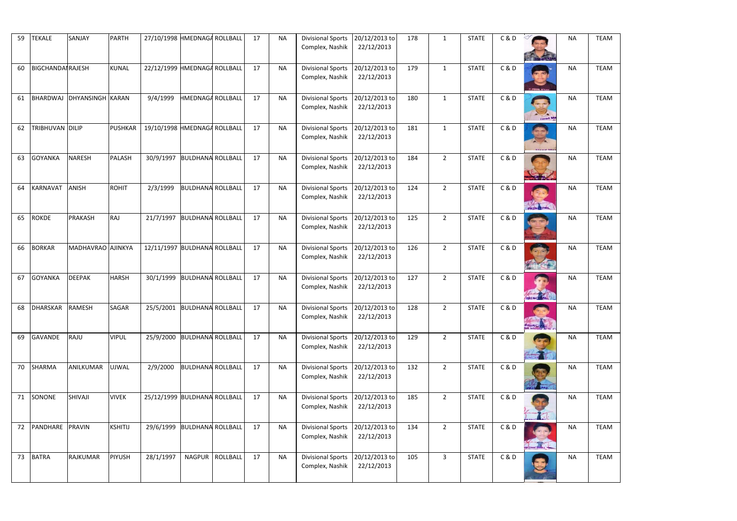| | | | | | | | | | | | | | | | | | | |
|---|---|---|---|---|---|---|---|---|---|---|---|---|---|---|---|---|---|---|
| 59 | TEKALE | SANJAY | PARTH | 27/10/1998 | HMEDNAGA | ROLLBALL | 17 | NA | Divisional Sports Complex, Nashik | 20/12/2013 to 22/12/2013 | 178 | 1 | STATE | C & D | | NA | TEAM |
| 60 | BIGCHANDAI | RAJESH | KUNAL | 22/12/1999 | HMEDNAGA | ROLLBALL | 17 | NA | Divisional Sports Complex, Nashik | 20/12/2013 to 22/12/2013 | 179 | 1 | STATE | C & D | | NA | TEAM |
| 61 | BHARDWAJ | DHYANSINGH | KARAN | 9/4/1999 | HMEDNAGA | ROLLBALL | 17 | NA | Divisional Sports Complex, Nashik | 20/12/2013 to 22/12/2013 | 180 | 1 | STATE | C & D | | NA | TEAM |
| 62 | TRIBHUVAN | DILIP | PUSHKAR | 19/10/1998 | HMEDNAGA | ROLLBALL | 17 | NA | Divisional Sports Complex, Nashik | 20/12/2013 to 22/12/2013 | 181 | 1 | STATE | C & D | | NA | TEAM |
| 63 | GOYANKA | NARESH | PALASH | 30/9/1997 | BULDHANA | ROLLBALL | 17 | NA | Divisional Sports Complex, Nashik | 20/12/2013 to 22/12/2013 | 184 | 2 | STATE | C & D | | NA | TEAM |
| 64 | KARNAVAT | ANISH | ROHIT | 2/3/1999 | BULDHANA | ROLLBALL | 17 | NA | Divisional Sports Complex, Nashik | 20/12/2013 to 22/12/2013 | 124 | 2 | STATE | C & D | | NA | TEAM |
| 65 | ROKDE | PRAKASH | RAJ | 21/7/1997 | BULDHANA | ROLLBALL | 17 | NA | Divisional Sports Complex, Nashik | 20/12/2013 to 22/12/2013 | 125 | 2 | STATE | C & D | | NA | TEAM |
| 66 | BORKAR | MADHAVRAO | AJINKYA | 12/11/1997 | BULDHANA | ROLLBALL | 17 | NA | Divisional Sports Complex, Nashik | 20/12/2013 to 22/12/2013 | 126 | 2 | STATE | C & D | | NA | TEAM |
| 67 | GOYANKA | DEEPAK | HARSH | 30/1/1999 | BULDHANA | ROLLBALL | 17 | NA | Divisional Sports Complex, Nashik | 20/12/2013 to 22/12/2013 | 127 | 2 | STATE | C & D | | NA | TEAM |
| 68 | DHARSKAR | RAMESH | SAGAR | 25/5/2001 | BULDHANA | ROLLBALL | 17 | NA | Divisional Sports Complex, Nashik | 20/12/2013 to 22/12/2013 | 128 | 2 | STATE | C & D | | NA | TEAM |
| 69 | GAVANDE | RAJU | VIPUL | 25/9/2000 | BULDHANA | ROLLBALL | 17 | NA | Divisional Sports Complex, Nashik | 20/12/2013 to 22/12/2013 | 129 | 2 | STATE | C & D | | NA | TEAM |
| 70 | SHARMA | ANILKUMAR | UJWAL | 2/9/2000 | BULDHANA | ROLLBALL | 17 | NA | Divisional Sports Complex, Nashik | 20/12/2013 to 22/12/2013 | 132 | 2 | STATE | C & D | | NA | TEAM |
| 71 | SONONE | SHIVAJI | VIVEK | 25/12/1999 | BULDHANA | ROLLBALL | 17 | NA | Divisional Sports Complex, Nashik | 20/12/2013 to 22/12/2013 | 185 | 2 | STATE | C & D | | NA | TEAM |
| 72 | PANDHARE | PRAVIN | KSHITIJ | 29/6/1999 | BULDHANA | ROLLBALL | 17 | NA | Divisional Sports Complex, Nashik | 20/12/2013 to 22/12/2013 | 134 | 2 | STATE | C & D | | NA | TEAM |
| 73 | BATRA | RAJKUMAR | PIYUSH | 28/1/1997 | NAGPUR | ROLLBALL | 17 | NA | Divisional Sports Complex, Nashik | 20/12/2013 to 22/12/2013 | 105 | 3 | STATE | C & D | | NA | TEAM |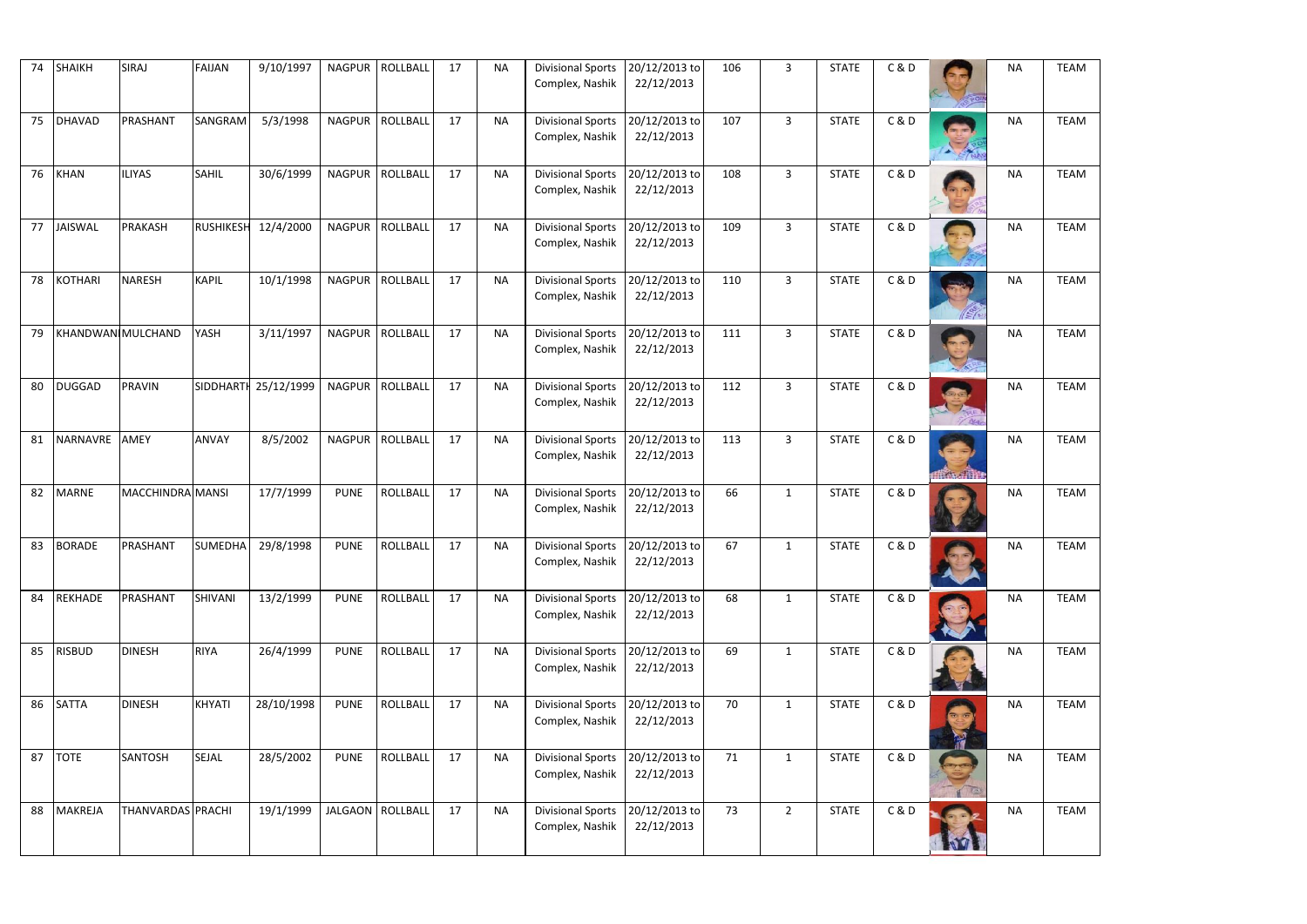| 74 | SHAIKH | SIRAJ | FAIJAN | 9/10/1997 | NAGPUR | ROLLBALL | 17 | NA | Divisional Sports Complex, Nashik | 20/12/2013 to 22/12/2013 | 106 | 3 | STATE | C & D | | NA | TEAM |
|---|---|---|---|---|---|---|---|---|---|---|---|---|---|---|---|---|---|
| 75 | DHAVAD | PRASHANT | SANGRAM | 5/3/1998 | NAGPUR | ROLLBALL | 17 | NA | Divisional Sports Complex, Nashik | 20/12/2013 to 22/12/2013 | 107 | 3 | STATE | C & D | | NA | TEAM |
| 76 | KHAN | ILIYAS | SAHIL | 30/6/1999 | NAGPUR | ROLLBALL | 17 | NA | Divisional Sports Complex, Nashik | 20/12/2013 to 22/12/2013 | 108 | 3 | STATE | C & D | | NA | TEAM |
| 77 | JAISWAL | PRAKASH | RUSHIKESH | 12/4/2000 | NAGPUR | ROLLBALL | 17 | NA | Divisional Sports Complex, Nashik | 20/12/2013 to 22/12/2013 | 109 | 3 | STATE | C & D | | NA | TEAM |
| 78 | KOTHARI | NARESH | KAPIL | 10/1/1998 | NAGPUR | ROLLBALL | 17 | NA | Divisional Sports Complex, Nashik | 20/12/2013 to 22/12/2013 | 110 | 3 | STATE | C & D | | NA | TEAM |
| 79 | KHANDWANI | MULCHAND | YASH | 3/11/1997 | NAGPUR | ROLLBALL | 17 | NA | Divisional Sports Complex, Nashik | 20/12/2013 to 22/12/2013 | 111 | 3 | STATE | C & D | | NA | TEAM |
| 80 | DUGGAD | PRAVIN | SIDDHARTH | 25/12/1999 | NAGPUR | ROLLBALL | 17 | NA | Divisional Sports Complex, Nashik | 20/12/2013 to 22/12/2013 | 112 | 3 | STATE | C & D | | NA | TEAM |
| 81 | NARNAVRE | AMEY | ANVAY | 8/5/2002 | NAGPUR | ROLLBALL | 17 | NA | Divisional Sports Complex, Nashik | 20/12/2013 to 22/12/2013 | 113 | 3 | STATE | C & D | | NA | TEAM |
| 82 | MARNE | MACCHINDRA | MANSI | 17/7/1999 | PUNE | ROLLBALL | 17 | NA | Divisional Sports Complex, Nashik | 20/12/2013 to 22/12/2013 | 66 | 1 | STATE | C & D | | NA | TEAM |
| 83 | BORADE | PRASHANT | SUMEDHA | 29/8/1998 | PUNE | ROLLBALL | 17 | NA | Divisional Sports Complex, Nashik | 20/12/2013 to 22/12/2013 | 67 | 1 | STATE | C & D | | NA | TEAM |
| 84 | REKHADE | PRASHANT | SHIVANI | 13/2/1999 | PUNE | ROLLBALL | 17 | NA | Divisional Sports Complex, Nashik | 20/12/2013 to 22/12/2013 | 68 | 1 | STATE | C & D | | NA | TEAM |
| 85 | RISBUD | DINESH | RIYA | 26/4/1999 | PUNE | ROLLBALL | 17 | NA | Divisional Sports Complex, Nashik | 20/12/2013 to 22/12/2013 | 69 | 1 | STATE | C & D | | NA | TEAM |
| 86 | SATTA | DINESH | KHYATI | 28/10/1998 | PUNE | ROLLBALL | 17 | NA | Divisional Sports Complex, Nashik | 20/12/2013 to 22/12/2013 | 70 | 1 | STATE | C & D | | NA | TEAM |
| 87 | TOTE | SANTOSH | SEJAL | 28/5/2002 | PUNE | ROLLBALL | 17 | NA | Divisional Sports Complex, Nashik | 20/12/2013 to 22/12/2013 | 71 | 1 | STATE | C & D | | NA | TEAM |
| 88 | MAKREJA | THANVARDAS | PRACHI | 19/1/1999 | JALGAON | ROLLBALL | 17 | NA | Divisional Sports Complex, Nashik | 20/12/2013 to 22/12/2013 | 73 | 2 | STATE | C & D | | NA | TEAM |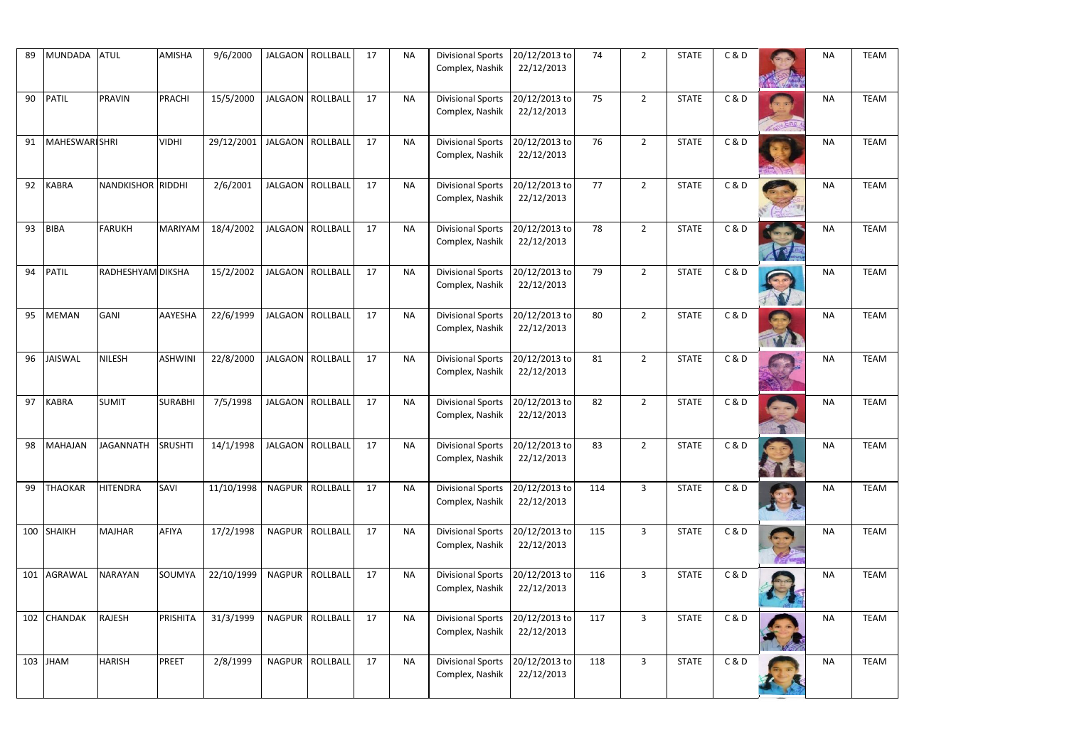| | | | | | | | | | | | | | | | | | | |
|---|---|---|---|---|---|---|---|---|---|---|---|---|---|---|---|---|---|---|
| 89 | MUNDADA | ATUL | AMISHA | 9/6/2000 | JALGAON | ROLLBALL | 17 | NA | Divisional Sports Complex, Nashik | 20/12/2013 to 22/12/2013 | 74 | 2 | STATE | C & D | | NA | TEAM |
| 90 | PATIL | PRAVIN | PRACHI | 15/5/2000 | JALGAON | ROLLBALL | 17 | NA | Divisional Sports Complex, Nashik | 20/12/2013 to 22/12/2013 | 75 | 2 | STATE | C & D | | NA | TEAM |
| 91 | MAHESWARI | SHRI | VIDHI | 29/12/2001 | JALGAON | ROLLBALL | 17 | NA | Divisional Sports Complex, Nashik | 20/12/2013 to 22/12/2013 | 76 | 2 | STATE | C & D | | NA | TEAM |
| 92 | KABRA | NANDKISHOR | RIDDHI | 2/6/2001 | JALGAON | ROLLBALL | 17 | NA | Divisional Sports Complex, Nashik | 20/12/2013 to 22/12/2013 | 77 | 2 | STATE | C & D | | NA | TEAM |
| 93 | BIBA | FARUKH | MARIYAM | 18/4/2002 | JALGAON | ROLLBALL | 17 | NA | Divisional Sports Complex, Nashik | 20/12/2013 to 22/12/2013 | 78 | 2 | STATE | C & D | | NA | TEAM |
| 94 | PATIL | RADHESHYAM | DIKSHA | 15/2/2002 | JALGAON | ROLLBALL | 17 | NA | Divisional Sports Complex, Nashik | 20/12/2013 to 22/12/2013 | 79 | 2 | STATE | C & D | | NA | TEAM |
| 95 | MEMAN | GANI | AAYESHA | 22/6/1999 | JALGAON | ROLLBALL | 17 | NA | Divisional Sports Complex, Nashik | 20/12/2013 to 22/12/2013 | 80 | 2 | STATE | C & D | | NA | TEAM |
| 96 | JAISWAL | NILESH | ASHWINI | 22/8/2000 | JALGAON | ROLLBALL | 17 | NA | Divisional Sports Complex, Nashik | 20/12/2013 to 22/12/2013 | 81 | 2 | STATE | C & D | | NA | TEAM |
| 97 | KABRA | SUMIT | SURABHI | 7/5/1998 | JALGAON | ROLLBALL | 17 | NA | Divisional Sports Complex, Nashik | 20/12/2013 to 22/12/2013 | 82 | 2 | STATE | C & D | | NA | TEAM |
| 98 | MAHAJAN | JAGANNATH | SRUSHTI | 14/1/1998 | JALGAON | ROLLBALL | 17 | NA | Divisional Sports Complex, Nashik | 20/12/2013 to 22/12/2013 | 83 | 2 | STATE | C & D | | NA | TEAM |
| 99 | THAOKAR | HITENDRA | SAVI | 11/10/1998 | NAGPUR | ROLLBALL | 17 | NA | Divisional Sports Complex, Nashik | 20/12/2013 to 22/12/2013 | 114 | 3 | STATE | C & D | | NA | TEAM |
| 100 | SHAIKH | MAJHAR | AFIYA | 17/2/1998 | NAGPUR | ROLLBALL | 17 | NA | Divisional Sports Complex, Nashik | 20/12/2013 to 22/12/2013 | 115 | 3 | STATE | C & D | | NA | TEAM |
| 101 | AGRAWAL | NARAYAN | SOUMYA | 22/10/1999 | NAGPUR | ROLLBALL | 17 | NA | Divisional Sports Complex, Nashik | 20/12/2013 to 22/12/2013 | 116 | 3 | STATE | C & D | | NA | TEAM |
| 102 | CHANDAK | RAJESH | PRISHITA | 31/3/1999 | NAGPUR | ROLLBALL | 17 | NA | Divisional Sports Complex, Nashik | 20/12/2013 to 22/12/2013 | 117 | 3 | STATE | C & D | | NA | TEAM |
| 103 | JHAM | HARISH | PREET | 2/8/1999 | NAGPUR | ROLLBALL | 17 | NA | Divisional Sports Complex, Nashik | 20/12/2013 to 22/12/2013 | 118 | 3 | STATE | C & D | | NA | TEAM |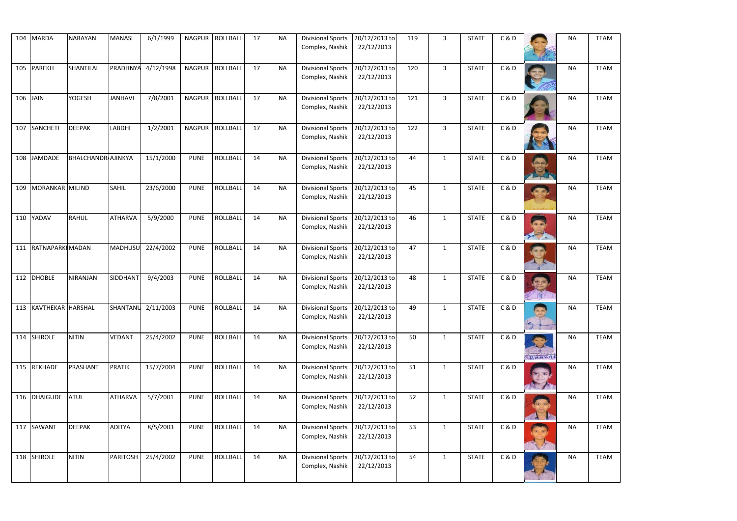| 104 | MARDA | NARAYAN | MANASI | 6/1/1999 | NAGPUR | ROLLBALL | 17 | NA | Divisional Sports Complex, Nashik | 20/12/2013 to 22/12/2013 | 119 | 3 | STATE | C & D | | NA | TEAM |
|---|---|---|---|---|---|---|---|---|---|---|---|---|---|---|---|---|---|
| 105 | PAREKH | SHANTILAL | PRADHNYA | 4/12/1998 | NAGPUR | ROLLBALL | 17 | NA | Divisional Sports Complex, Nashik | 20/12/2013 to 22/12/2013 | 120 | 3 | STATE | C & D | | NA | TEAM |
| 106 | JAIN | YOGESH | JANHAVI | 7/8/2001 | NAGPUR | ROLLBALL | 17 | NA | Divisional Sports Complex, Nashik | 20/12/2013 to 22/12/2013 | 121 | 3 | STATE | C & D | | NA | TEAM |
| 107 | SANCHETI | DEEPAK | LABDHI | 1/2/2001 | NAGPUR | ROLLBALL | 17 | NA | Divisional Sports Complex, Nashik | 20/12/2013 to 22/12/2013 | 122 | 3 | STATE | C & D | | NA | TEAM |
| 108 | JAMDADE | BHALCHANDRA | AJINKYA | 15/1/2000 | PUNE | ROLLBALL | 14 | NA | Divisional Sports Complex, Nashik | 20/12/2013 to 22/12/2013 | 44 | 1 | STATE | C & D | | NA | TEAM |
| 109 | MORANKAR | MILIND | SAHIL | 23/6/2000 | PUNE | ROLLBALL | 14 | NA | Divisional Sports Complex, Nashik | 20/12/2013 to 22/12/2013 | 45 | 1 | STATE | C & D | | NA | TEAM |
| 110 | YADAV | RAHUL | ATHARVA | 5/9/2000 | PUNE | ROLLBALL | 14 | NA | Divisional Sports Complex, Nashik | 20/12/2013 to 22/12/2013 | 46 | 1 | STATE | C & D | | NA | TEAM |
| 111 | RATNAPARKHI | MADAN | MADHUSU | 22/4/2002 | PUNE | ROLLBALL | 14 | NA | Divisional Sports Complex, Nashik | 20/12/2013 to 22/12/2013 | 47 | 1 | STATE | C & D | | NA | TEAM |
| 112 | DHOBLE | NIRANJAN | SIDDHANT | 9/4/2003 | PUNE | ROLLBALL | 14 | NA | Divisional Sports Complex, Nashik | 20/12/2013 to 22/12/2013 | 48 | 1 | STATE | C & D | | NA | TEAM |
| 113 | KAVTHEKAR | HARSHAL | SHANTANU | 2/11/2003 | PUNE | ROLLBALL | 14 | NA | Divisional Sports Complex, Nashik | 20/12/2013 to 22/12/2013 | 49 | 1 | STATE | C & D | | NA | TEAM |
| 114 | SHIROLE | NITIN | VEDANT | 25/4/2002 | PUNE | ROLLBALL | 14 | NA | Divisional Sports Complex, Nashik | 20/12/2013 to 22/12/2013 | 50 | 1 | STATE | C & D | | NA | TEAM |
| 115 | REKHADE | PRASHANT | PRATIK | 15/7/2004 | PUNE | ROLLBALL | 14 | NA | Divisional Sports Complex, Nashik | 20/12/2013 to 22/12/2013 | 51 | 1 | STATE | C & D | | NA | TEAM |
| 116 | DHAIGUDE | ATUL | ATHARVA | 5/7/2001 | PUNE | ROLLBALL | 14 | NA | Divisional Sports Complex, Nashik | 20/12/2013 to 22/12/2013 | 52 | 1 | STATE | C & D | | NA | TEAM |
| 117 | SAWANT | DEEPAK | ADITYA | 8/5/2003 | PUNE | ROLLBALL | 14 | NA | Divisional Sports Complex, Nashik | 20/12/2013 to 22/12/2013 | 53 | 1 | STATE | C & D | | NA | TEAM |
| 118 | SHIROLE | NITIN | PARITOSH | 25/4/2002 | PUNE | ROLLBALL | 14 | NA | Divisional Sports Complex, Nashik | 20/12/2013 to 22/12/2013 | 54 | 1 | STATE | C & D | | NA | TEAM |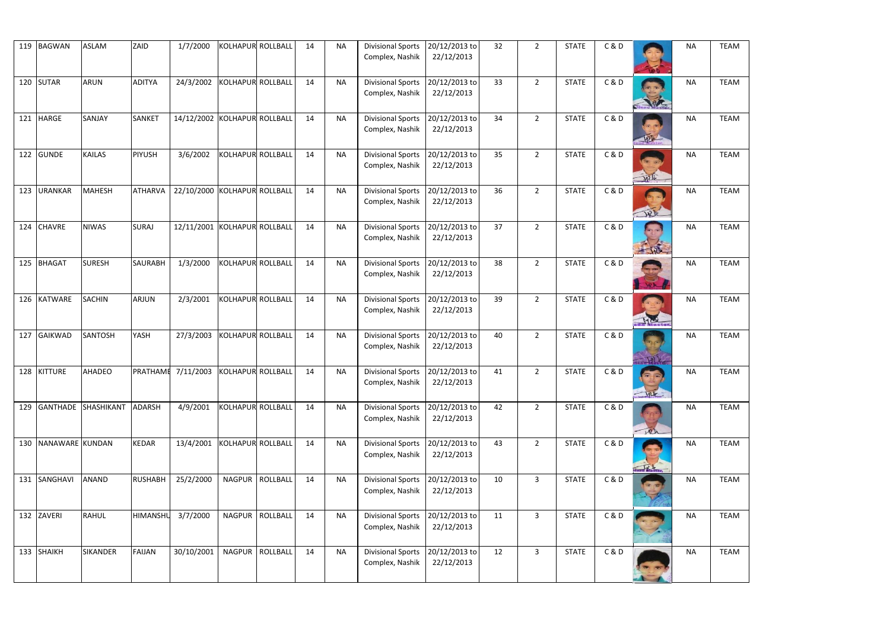| 119 | BAGWAN | ASLAM | ZAID | 1/7/2000 | KOLHAPUR | ROLLBALL | 14 | NA | Divisional Sports Complex, Nashik | 20/12/2013 to 22/12/2013 | 32 | 2 | STATE | C & D | | NA | TEAM |
|---|---|---|---|---|---|---|---|---|---|---|---|---|---|---|---|---|---|
| 120 | SUTAR | ARUN | ADITYA | 24/3/2002 | KOLHAPUR | ROLLBALL | 14 | NA | Divisional Sports Complex, Nashik | 20/12/2013 to 22/12/2013 | 33 | 2 | STATE | C & D | | NA | TEAM |
| 121 | HARGE | SANJAY | SANKET | 14/12/2002 | KOLHAPUR | ROLLBALL | 14 | NA | Divisional Sports Complex, Nashik | 20/12/2013 to 22/12/2013 | 34 | 2 | STATE | C & D | | NA | TEAM |
| 122 | GUNDE | KAILAS | PIYUSH | 3/6/2002 | KOLHAPUR | ROLLBALL | 14 | NA | Divisional Sports Complex, Nashik | 20/12/2013 to 22/12/2013 | 35 | 2 | STATE | C & D | | NA | TEAM |
| 123 | URANKAR | MAHESH | ATHARVA | 22/10/2000 | KOLHAPUR | ROLLBALL | 14 | NA | Divisional Sports Complex, Nashik | 20/12/2013 to 22/12/2013 | 36 | 2 | STATE | C & D | | NA | TEAM |
| 124 | CHAVRE | NIWAS | SURAJ | 12/11/2001 | KOLHAPUR | ROLLBALL | 14 | NA | Divisional Sports Complex, Nashik | 20/12/2013 to 22/12/2013 | 37 | 2 | STATE | C & D | | NA | TEAM |
| 125 | BHAGAT | SURESH | SAURABH | 1/3/2000 | KOLHAPUR | ROLLBALL | 14 | NA | Divisional Sports Complex, Nashik | 20/12/2013 to 22/12/2013 | 38 | 2 | STATE | C & D | | NA | TEAM |
| 126 | KATWARE | SACHIN | ARJUN | 2/3/2001 | KOLHAPUR | ROLLBALL | 14 | NA | Divisional Sports Complex, Nashik | 20/12/2013 to 22/12/2013 | 39 | 2 | STATE | C & D | | NA | TEAM |
| 127 | GAIKWAD | SANTOSH | YASH | 27/3/2003 | KOLHAPUR | ROLLBALL | 14 | NA | Divisional Sports Complex, Nashik | 20/12/2013 to 22/12/2013 | 40 | 2 | STATE | C & D | | NA | TEAM |
| 128 | KITTURE | AHADEO | PRATHAME | 7/11/2003 | KOLHAPUR | ROLLBALL | 14 | NA | Divisional Sports Complex, Nashik | 20/12/2013 to 22/12/2013 | 41 | 2 | STATE | C & D | | NA | TEAM |
| 129 | GANTHADE | SHASHIKANT | ADARSH | 4/9/2001 | KOLHAPUR | ROLLBALL | 14 | NA | Divisional Sports Complex, Nashik | 20/12/2013 to 22/12/2013 | 42 | 2 | STATE | C & D | | NA | TEAM |
| 130 | NANAWARE | KUNDAN | KEDAR | 13/4/2001 | KOLHAPUR | ROLLBALL | 14 | NA | Divisional Sports Complex, Nashik | 20/12/2013 to 22/12/2013 | 43 | 2 | STATE | C & D | | NA | TEAM |
| 131 | SANGHAVI | ANAND | RUSHABH | 25/2/2000 | NAGPUR | ROLLBALL | 14 | NA | Divisional Sports Complex, Nashik | 20/12/2013 to 22/12/2013 | 10 | 3 | STATE | C & D | | NA | TEAM |
| 132 | ZAVERI | RAHUL | HIMANSHU | 3/7/2000 | NAGPUR | ROLLBALL | 14 | NA | Divisional Sports Complex, Nashik | 20/12/2013 to 22/12/2013 | 11 | 3 | STATE | C & D | | NA | TEAM |
| 133 | SHAIKH | SIKANDER | FAIJAN | 30/10/2001 | NAGPUR | ROLLBALL | 14 | NA | Divisional Sports Complex, Nashik | 20/12/2013 to 22/12/2013 | 12 | 3 | STATE | C & D | | NA | TEAM |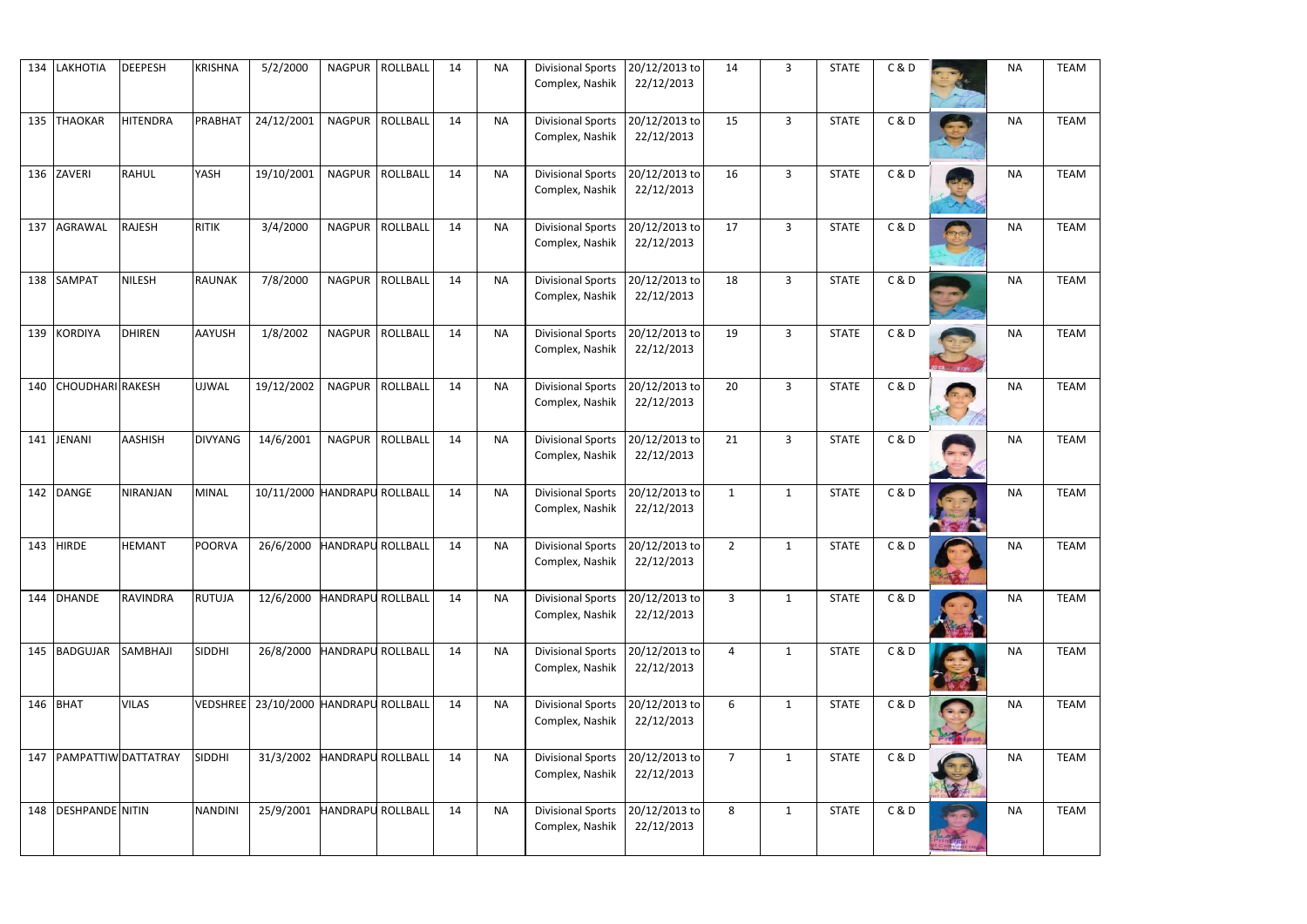| | | | | | | | | | | | | | | | | | |
|---|---|---|---|---|---|---|---|---|---|---|---|---|---|---|---|---|---|
| 134 | LAKHOTIA | DEEPESH | KRISHNA | 5/2/2000 | NAGPUR | ROLLBALL | 14 | NA | Divisional Sports Complex, Nashik | 20/12/2013 to 22/12/2013 | 14 | 3 | STATE | C & D | | NA | TEAM |
| 135 | THAOKAR | HITENDRA | PRABHAT | 24/12/2001 | NAGPUR | ROLLBALL | 14 | NA | Divisional Sports Complex, Nashik | 20/12/2013 to 22/12/2013 | 15 | 3 | STATE | C & D | | NA | TEAM |
| 136 | ZAVERI | RAHUL | YASH | 19/10/2001 | NAGPUR | ROLLBALL | 14 | NA | Divisional Sports Complex, Nashik | 20/12/2013 to 22/12/2013 | 16 | 3 | STATE | C & D | | NA | TEAM |
| 137 | AGRAWAL | RAJESH | RITIK | 3/4/2000 | NAGPUR | ROLLBALL | 14 | NA | Divisional Sports Complex, Nashik | 20/12/2013 to 22/12/2013 | 17 | 3 | STATE | C & D | | NA | TEAM |
| 138 | SAMPAT | NILESH | RAUNAK | 7/8/2000 | NAGPUR | ROLLBALL | 14 | NA | Divisional Sports Complex, Nashik | 20/12/2013 to 22/12/2013 | 18 | 3 | STATE | C & D | | NA | TEAM |
| 139 | KORDIYA | DHIREN | AAYUSH | 1/8/2002 | NAGPUR | ROLLBALL | 14 | NA | Divisional Sports Complex, Nashik | 20/12/2013 to 22/12/2013 | 19 | 3 | STATE | C & D | | NA | TEAM |
| 140 | CHOUDHARI | RAKESH | UJWAL | 19/12/2002 | NAGPUR | ROLLBALL | 14 | NA | Divisional Sports Complex, Nashik | 20/12/2013 to 22/12/2013 | 20 | 3 | STATE | C & D | | NA | TEAM |
| 141 | JENANI | AASHISH | DIVYANG | 14/6/2001 | NAGPUR | ROLLBALL | 14 | NA | Divisional Sports Complex, Nashik | 20/12/2013 to 22/12/2013 | 21 | 3 | STATE | C & D | | NA | TEAM |
| 142 | DANGE | NIRANJAN | MINAL | 10/11/2000 | HANDRAPU | ROLLBALL | 14 | NA | Divisional Sports Complex, Nashik | 20/12/2013 to 22/12/2013 | 1 | 1 | STATE | C & D | | NA | TEAM |
| 143 | HIRDE | HEMANT | POORVA | 26/6/2000 | HANDRAPU | ROLLBALL | 14 | NA | Divisional Sports Complex, Nashik | 20/12/2013 to 22/12/2013 | 2 | 1 | STATE | C & D | | NA | TEAM |
| 144 | DHANDE | RAVINDRA | RUTUJA | 12/6/2000 | HANDRAPU | ROLLBALL | 14 | NA | Divisional Sports Complex, Nashik | 20/12/2013 to 22/12/2013 | 3 | 1 | STATE | C & D | | NA | TEAM |
| 145 | BADGUJAR | SAMBHAJI | SIDDHI | 26/8/2000 | HANDRAPU | ROLLBALL | 14 | NA | Divisional Sports Complex, Nashik | 20/12/2013 to 22/12/2013 | 4 | 1 | STATE | C & D | | NA | TEAM |
| 146 | BHAT | VILAS | VEDSHREE | 23/10/2000 | HANDRAPU | ROLLBALL | 14 | NA | Divisional Sports Complex, Nashik | 20/12/2013 to 22/12/2013 | 6 | 1 | STATE | C & D | | NA | TEAM |
| 147 | PAMPATTIW | DATTATRAY | SIDDHI | 31/3/2002 | HANDRAPU | ROLLBALL | 14 | NA | Divisional Sports Complex, Nashik | 20/12/2013 to 22/12/2013 | 7 | 1 | STATE | C & D | | NA | TEAM |
| 148 | DESHPANDE | NITIN | NANDINI | 25/9/2001 | HANDRAPU | ROLLBALL | 14 | NA | Divisional Sports Complex, Nashik | 20/12/2013 to 22/12/2013 | 8 | 1 | STATE | C & D | | NA | TEAM |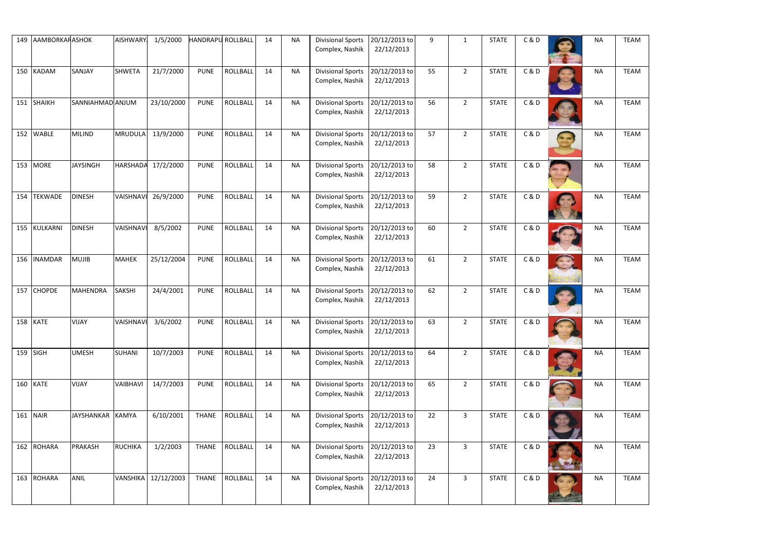| 149 | AAMBORKAR | ASHOK | AISHWARYA | 1/5/2000 | HANDRAPU | ROLLBALL | 14 | NA | Divisional Sports Complex, Nashik | 20/12/2013 to 22/12/2013 | 9 | 1 | STATE | C & D | | NA | TEAM |
|---|---|---|---|---|---|---|---|---|---|---|---|---|---|---|---|---|---|
| 150 | KADAM | SANJAY | SHWETA | 21/7/2000 | PUNE | ROLLBALL | 14 | NA | Divisional Sports Complex, Nashik | 20/12/2013 to 22/12/2013 | 55 | 2 | STATE | C & D | | NA | TEAM |
| 151 | SHAIKH | SANNIAHMAD | ANJUM | 23/10/2000 | PUNE | ROLLBALL | 14 | NA | Divisional Sports Complex, Nashik | 20/12/2013 to 22/12/2013 | 56 | 2 | STATE | C & D | | NA | TEAM |
| 152 | WABLE | MILIND | MRUDULA | 13/9/2000 | PUNE | ROLLBALL | 14 | NA | Divisional Sports Complex, Nashik | 20/12/2013 to 22/12/2013 | 57 | 2 | STATE | C & D | | NA | TEAM |
| 153 | MORE | JAYSINGH | HARSHADA | 17/2/2000 | PUNE | ROLLBALL | 14 | NA | Divisional Sports Complex, Nashik | 20/12/2013 to 22/12/2013 | 58 | 2 | STATE | C & D | | NA | TEAM |
| 154 | TEKWADE | DINESH | VAISHNAVI | 26/9/2000 | PUNE | ROLLBALL | 14 | NA | Divisional Sports Complex, Nashik | 20/12/2013 to 22/12/2013 | 59 | 2 | STATE | C & D | | NA | TEAM |
| 155 | KULKARNI | DINESH | VAISHNAVI | 8/5/2002 | PUNE | ROLLBALL | 14 | NA | Divisional Sports Complex, Nashik | 20/12/2013 to 22/12/2013 | 60 | 2 | STATE | C & D | | NA | TEAM |
| 156 | INAMDAR | MUJIB | MAHEK | 25/12/2004 | PUNE | ROLLBALL | 14 | NA | Divisional Sports Complex, Nashik | 20/12/2013 to 22/12/2013 | 61 | 2 | STATE | C & D | | NA | TEAM |
| 157 | CHOPDE | MAHENDRA | SAKSHI | 24/4/2001 | PUNE | ROLLBALL | 14 | NA | Divisional Sports Complex, Nashik | 20/12/2013 to 22/12/2013 | 62 | 2 | STATE | C & D | | NA | TEAM |
| 158 | KATE | VIJAY | VAISHNAVI | 3/6/2002 | PUNE | ROLLBALL | 14 | NA | Divisional Sports Complex, Nashik | 20/12/2013 to 22/12/2013 | 63 | 2 | STATE | C & D | | NA | TEAM |
| 159 | SIGH | UMESH | SUHANI | 10/7/2003 | PUNE | ROLLBALL | 14 | NA | Divisional Sports Complex, Nashik | 20/12/2013 to 22/12/2013 | 64 | 2 | STATE | C & D | | NA | TEAM |
| 160 | KATE | VIJAY | VAIBHAVI | 14/7/2003 | PUNE | ROLLBALL | 14 | NA | Divisional Sports Complex, Nashik | 20/12/2013 to 22/12/2013 | 65 | 2 | STATE | C & D | | NA | TEAM |
| 161 | NAIR | JAYSHANKAR | KAMYA | 6/10/2001 | THANE | ROLLBALL | 14 | NA | Divisional Sports Complex, Nashik | 20/12/2013 to 22/12/2013 | 22 | 3 | STATE | C & D | | NA | TEAM |
| 162 | ROHARA | PRAKASH | RUCHIKA | 1/2/2003 | THANE | ROLLBALL | 14 | NA | Divisional Sports Complex, Nashik | 20/12/2013 to 22/12/2013 | 23 | 3 | STATE | C & D | | NA | TEAM |
| 163 | ROHARA | ANIL | VANSHIKA | 12/12/2003 | THANE | ROLLBALL | 14 | NA | Divisional Sports Complex, Nashik | 20/12/2013 to 22/12/2013 | 24 | 3 | STATE | C & D | | NA | TEAM |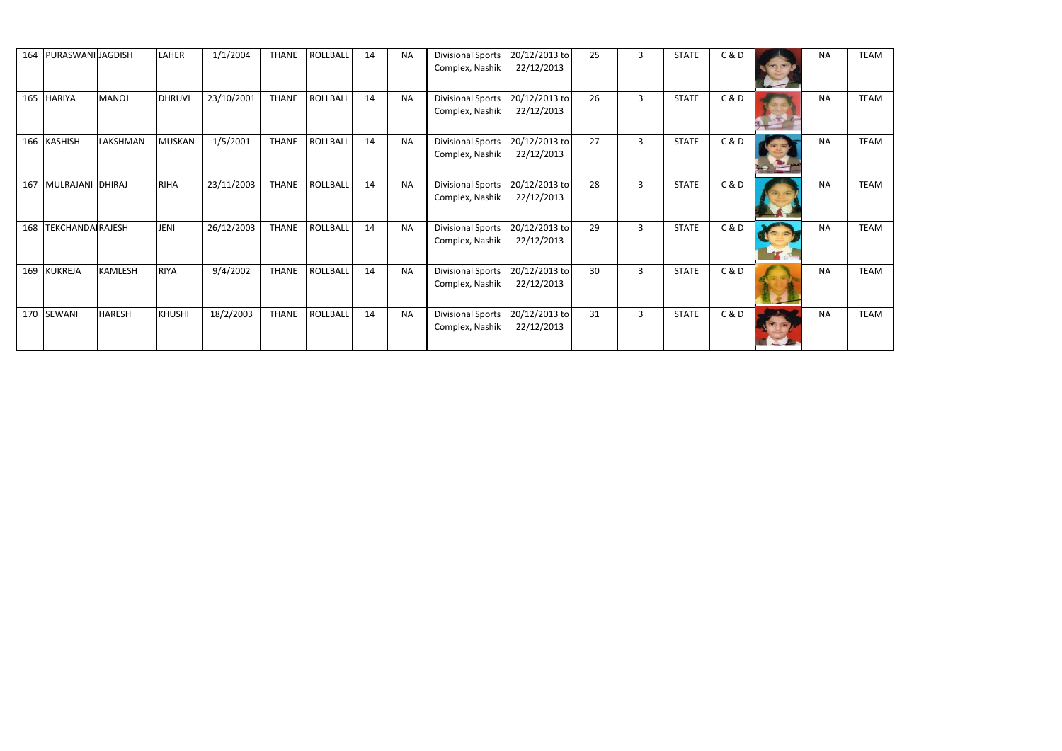| | | | | | | | | | | | | | | | | | | |
|---|---|---|---|---|---|---|---|---|---|---|---|---|---|---|---|---|---|---|
| 164 | PURASWANI | JAGDISH | LAHER | 1/1/2004 | THANE | ROLLBALL | 14 | NA | Divisional Sports Complex, Nashik | 20/12/2013 to 22/12/2013 | 25 | 3 | STATE | C & D | | NA | TEAM |
| 165 | HARIYA | MANOJ | DHRUVI | 23/10/2001 | THANE | ROLLBALL | 14 | NA | Divisional Sports Complex, Nashik | 20/12/2013 to 22/12/2013 | 26 | 3 | STATE | C & D | | NA | TEAM |
| 166 | KASHISH | LAKSHMAN | MUSKAN | 1/5/2001 | THANE | ROLLBALL | 14 | NA | Divisional Sports Complex, Nashik | 20/12/2013 to 22/12/2013 | 27 | 3 | STATE | C & D | | NA | TEAM |
| 167 | MULRAJANI | DHIRAJ | RIHA | 23/11/2003 | THANE | ROLLBALL | 14 | NA | Divisional Sports Complex, Nashik | 20/12/2013 to 22/12/2013 | 28 | 3 | STATE | C & D | | NA | TEAM |
| 168 | TEKCHANDAI | RAJESH | JENI | 26/12/2003 | THANE | ROLLBALL | 14 | NA | Divisional Sports Complex, Nashik | 20/12/2013 to 22/12/2013 | 29 | 3 | STATE | C & D | | NA | TEAM |
| 169 | KUKREJA | KAMLESH | RIYA | 9/4/2002 | THANE | ROLLBALL | 14 | NA | Divisional Sports Complex, Nashik | 20/12/2013 to 22/12/2013 | 30 | 3 | STATE | C & D | | NA | TEAM |
| 170 | SEWANI | HARESH | KHUSHI | 18/2/2003 | THANE | ROLLBALL | 14 | NA | Divisional Sports Complex, Nashik | 20/12/2013 to 22/12/2013 | 31 | 3 | STATE | C & D | | NA | TEAM |